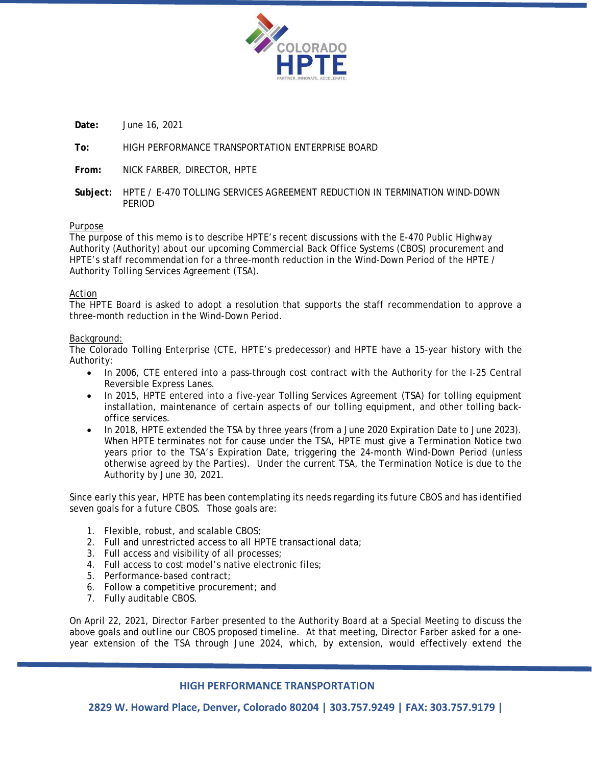COLORADO HPTE

PARTNER. INNOVATE. ACCELERATE.

**Date:** June 16, 2021

**To:** HIGH PERFORMANCE TRANSPORTATION ENTERPRISE BOARD

**From:** NICK FARBER, DIRECTOR, HPTE

**Subject:** HPTE / E-470 TOLLING SERVICES AGREEMENT REDUCTION IN TERMINATION WIND-DOWN PERIOD

Purpose

The purpose of this memo is to describe HPTE's recent discussions with the E-470 Public Highway Authority (Authority) about our upcoming Commercial Back Office Systems (CBOS) procurement and HPTE's staff recommendation for a three-month reduction in the Wind-Down Period of the HPTE / Authority Tolling Services Agreement (TSA).

Action

The HPTE Board is asked to adopt a resolution that supports the staff recommendation to approve a three-month reduction in the Wind-Down Period.

Background:

The Colorado Tolling Enterprise (CTE, HPTE's predecessor) and HPTE have a 15-year history with the Authority:

- In 2006, CTE entered into a pass-through cost contract with the Authority for the I-25 Central Reversible Express Lanes.
- In 2015, HPTE entered into a five-year Tolling Services Agreement (TSA) for tolling equipment installation, maintenance of certain aspects of our tolling equipment, and other tolling back-office services.
- In 2018, HPTE extended the TSA by three years (from a June 2020 Expiration Date to June 2023). When HPTE terminates not for cause under the TSA, HPTE must give a Termination Notice two years prior to the TSA's Expiration Date, triggering the 24-month Wind-Down Period (unless otherwise agreed by the Parties). Under the current TSA, the Termination Notice is due to the Authority by June 30, 2021.

Since early this year, HPTE has been contemplating its needs regarding its future CBOS and has identified seven goals for a future CBOS. Those goals are:

1. Flexible, robust, and scalable CBOS;
2. Full and unrestricted access to all HPTE transactional data;
3. Full access and visibility of all processes;
4. Full access to cost model's native electronic files;
5. Performance-based contract;
6. Follow a competitive procurement; and
7. Fully auditable CBOS.

On April 22, 2021, Director Farber presented to the Authority Board at a Special Meeting to discuss the above goals and outline our CBOS proposed timeline. At that meeting, Director Farber asked for a one-year extension of the TSA through June 2024, which, by extension, would effectively extend the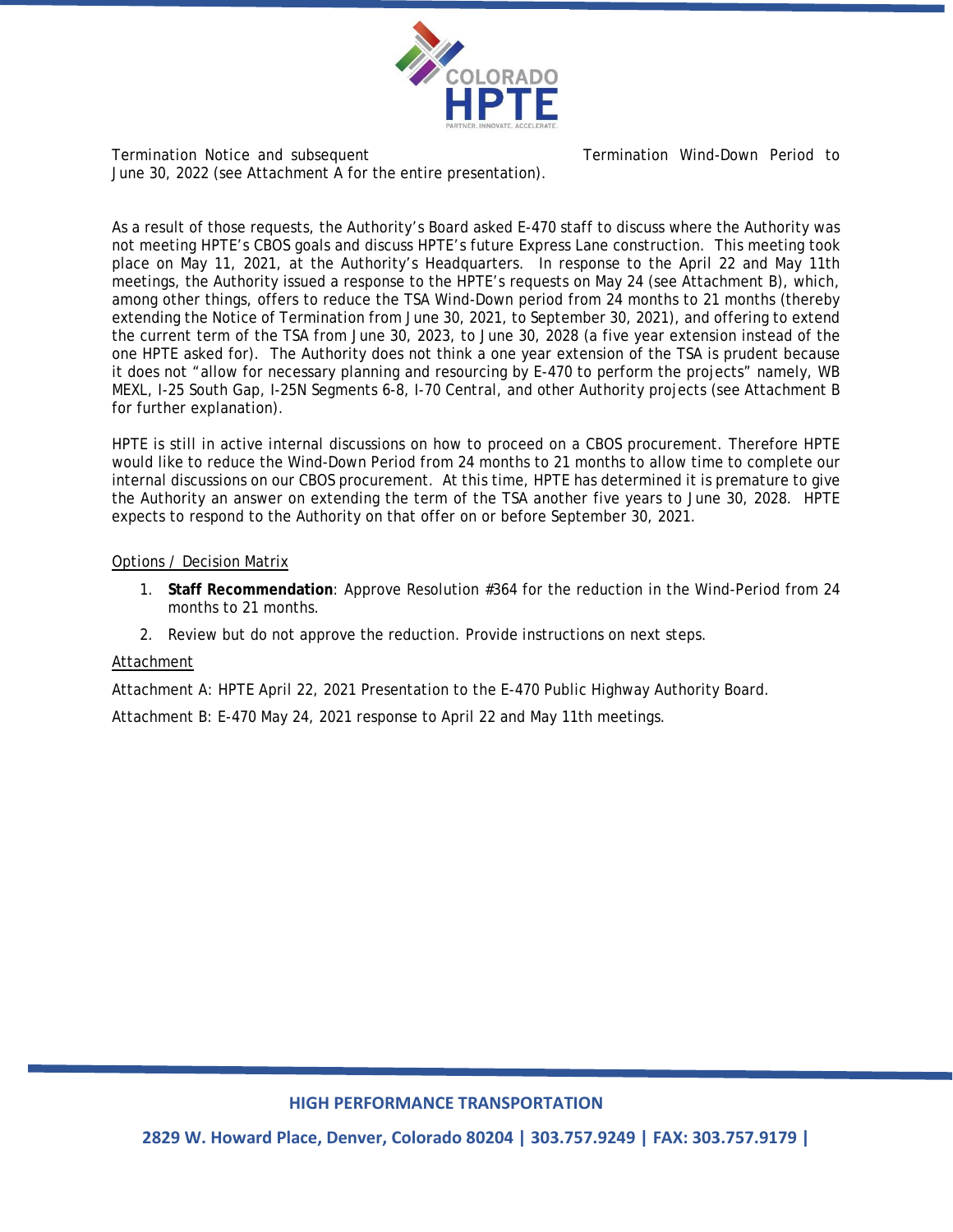Termination Notice and subsequent Termination Wind-Down Period to June 30, 2022 (see Attachment A for the entire presentation).

As a result of those requests, the Authority's Board asked E-470 staff to discuss where the Authority was not meeting HPTE's CBOS goals and discuss HPTE's future Express Lane construction. This meeting took place on May 11, 2021, at the Authority's Headquarters. In response to the April 22 and May 11th meetings, the Authority issued a response to the HPTE's requests on May 24 (see Attachment B), which, among other things, offers to reduce the TSA Wind-Down period from 24 months to 21 months (thereby extending the Notice of Termination from June 30, 2021, to September 30, 2021), and offering to extend the current term of the TSA from June 30, 2023, to June 30, 2028 (a five year extension instead of the one HPTE asked for). The Authority does not think a one year extension of the TSA is prudent because it does not "allow for necessary planning and resourcing by E-470 to perform the projects" namely, WB MEXL, I-25 South Gap, I-25N Segments 6-8, I-70 Central, and other Authority projects (see Attachment B for further explanation).

HPTE is still in active internal discussions on how to proceed on a CBOS procurement. Therefore HPTE would like to reduce the Wind-Down Period from 24 months to 21 months to allow time to complete our internal discussions on our CBOS procurement. At this time, HPTE has determined it is premature to give the Authority an answer on extending the term of the TSA another five years to June 30, 2028. HPTE expects to respond to the Authority on that offer on or before September 30, 2021.

<u>Options / Decision Matrix</u>

1. **Staff Recommendation**: Approve Resolution #364 for the reduction in the Wind-Period from 24 months to 21 months.
2. Review but do not approve the reduction. Provide instructions on next steps.

<u>Attachment</u>

Attachment A: HPTE April 22, 2021 Presentation to the E-470 Public Highway Authority Board.

Attachment B: E-470 May 24, 2021 response to April 22 and May 11th meetings.